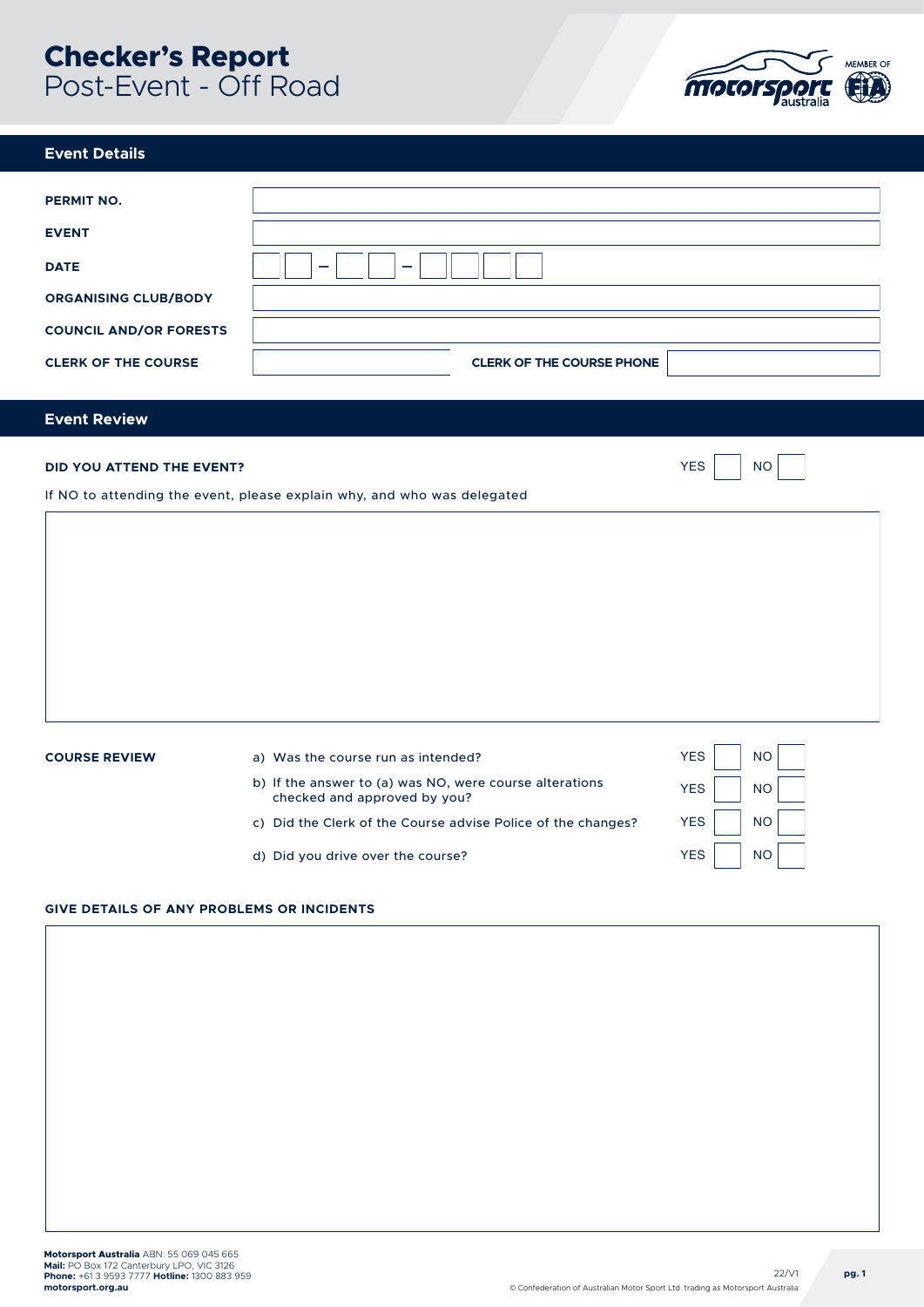# Checker's Report
## Post-Event - Off Road

## Event Details

| | |
|---|---|
| **PERMIT NO.** | |
| **EVENT** | |
| **DATE** | _ _ – _ _ – _ _ _ _ |
| **ORGANISING CLUB/BODY** | |
| **COUNCIL AND/OR FORESTS** | |
| **CLERK OF THE COURSE** | |
| **CLERK OF THE COURSE PHONE** | |

## Event Review

**DID YOU ATTEND THE EVENT?** YES ☐ NO ☐

If NO to attending the event, please explain why, and who was delegated

**COURSE REVIEW**

| | | |
|---|---|---|
| a) Was the course run as intended? | YES ☐ | NO ☐ |
| b) If the answer to (a) was NO, were course alterations checked and approved by you? | YES ☐ | NO ☐ |
| c) Did the Clerk of the Course advise Police of the changes? | YES ☐ | NO ☐ |
| d) Did you drive over the course? | YES ☐ | NO ☐ |

**GIVE DETAILS OF ANY PROBLEMS OR INCIDENTS**

**Motorsport Australia** ABN: 55 069 045 665
**Mail:** PO Box 172 Canterbury LPO, VIC 3126
**Phone:** +61 3 9593 7777 **Hotline:** 1300 883 959
**motorsport.org.au**

22/V1

© Confederation of Australian Motor Sport Ltd. trading as Motorsport Australia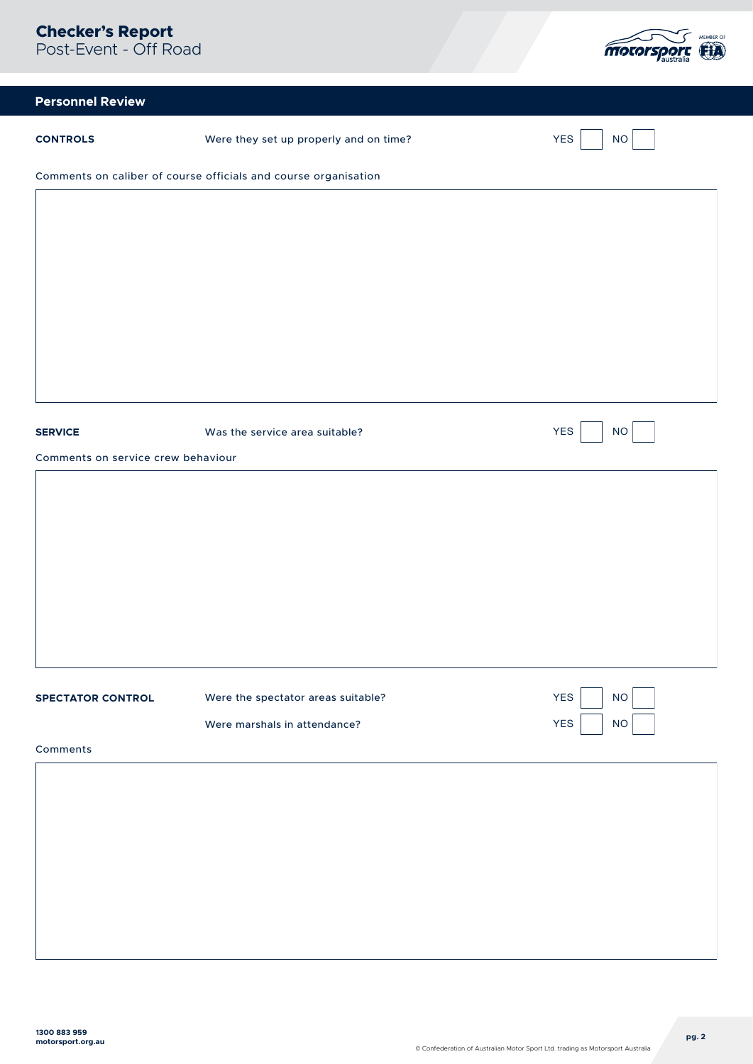## Personnel Review

| | | |
|---|---|---|
| **CONTROLS** | Were they set up properly and on time? | YES ☐ NO ☐ |

Comments on caliber of course officials and course organisation

| |
|---|
| |

| | | |
|---|---|---|
| **SERVICE** | Was the service area suitable? | YES ☐ NO ☐ |

Comments on service crew behaviour

| |
|---|
| |

| | | |
|---|---|---|
| **SPECTATOR CONTROL** | Were the spectator areas suitable? | YES ☐ NO ☐ |
| | Were marshals in attendance? | YES ☐ NO ☐ |

Comments

| |
|---|
| |

1300 883 959
motorsport.org.au

© Confederation of Australian Motor Sport Ltd. trading as Motorsport Australia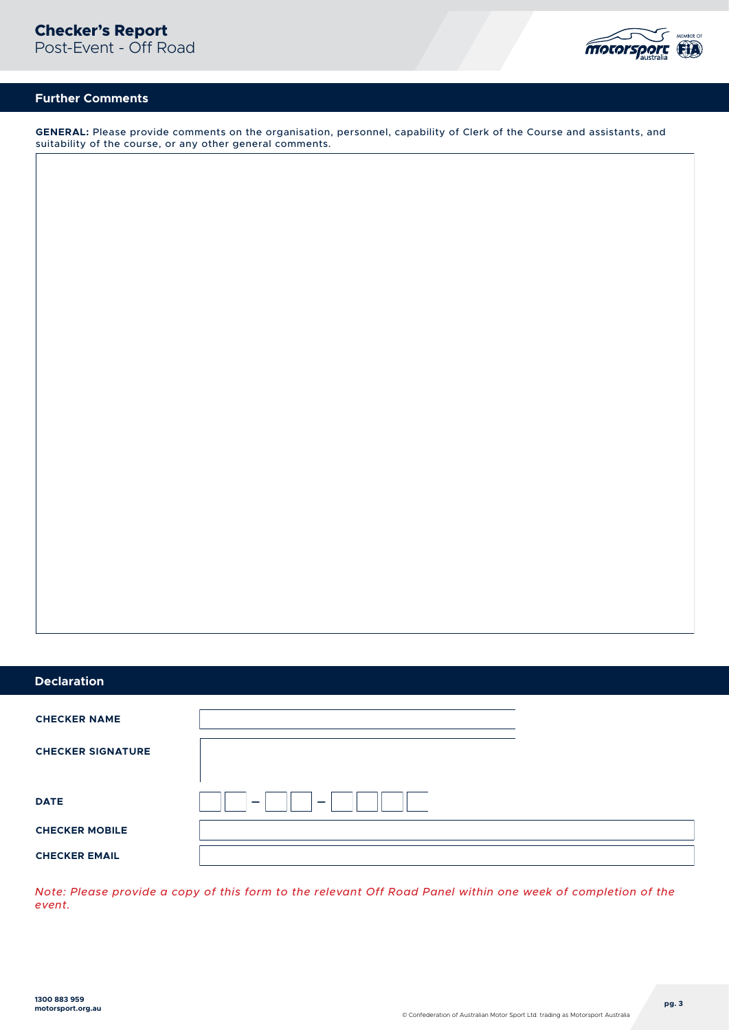## Further Comments

**GENERAL:** Please provide comments on the organisation, personnel, capability of Clerk of the Course and assistants, and suitability of the course, or any other general comments.

## Declaration

| | |
|---|---|
| **CHECKER NAME** | |
| **CHECKER SIGNATURE** | |
| **DATE** | _ _ – _ _ – _ _ _ _ |
| **CHECKER MOBILE** | |
| **CHECKER EMAIL** | |

*Note: Please provide a copy of this form to the relevant Off Road Panel within one week of completion of the event.*